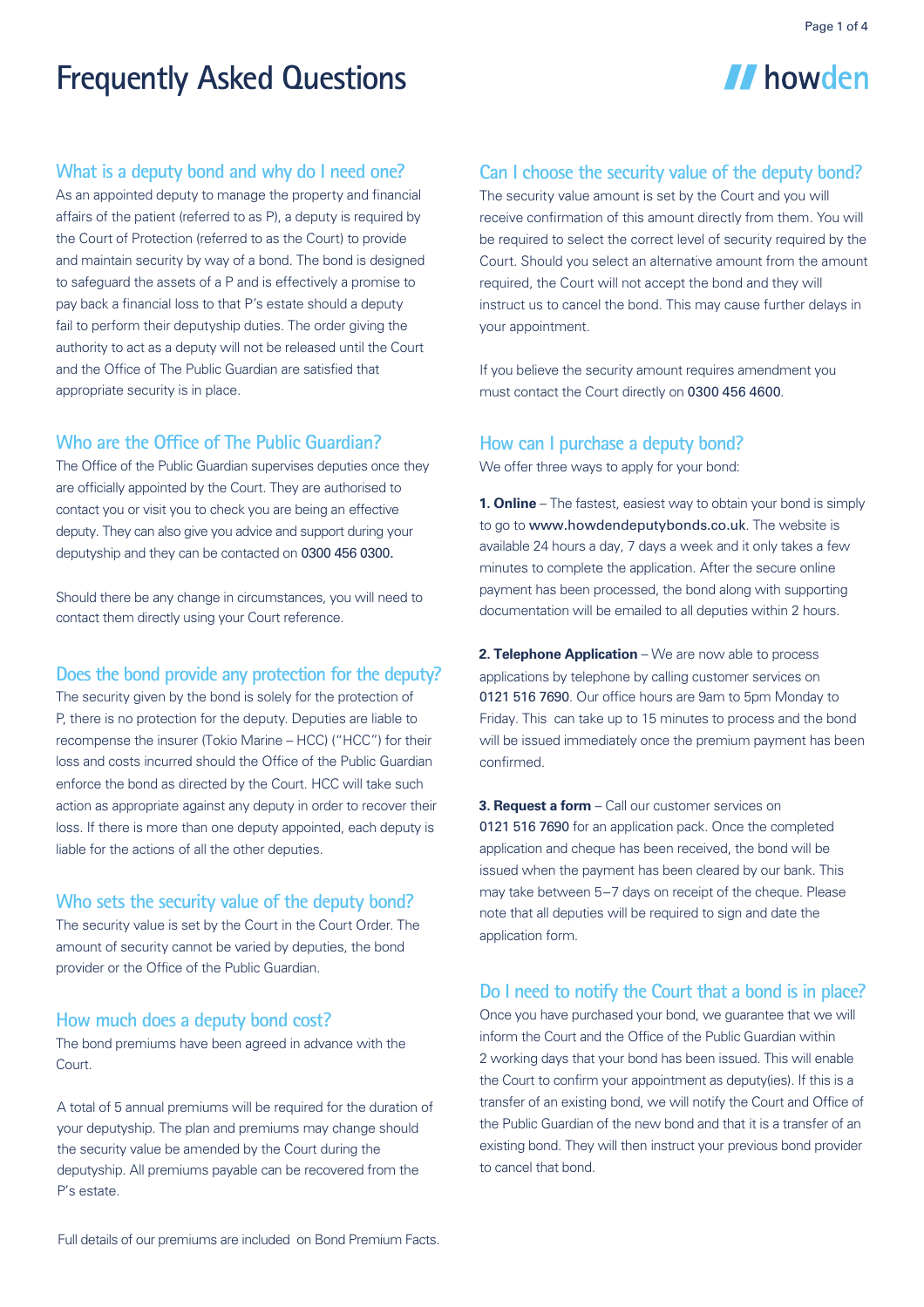# Frequently Asked Questions

howden

## What is a deputy bond and why do I need one?

As an appointed deputy to manage the property and financial affairs of the patient (referred to as P), a deputy is required by the Court of Protection (referred to as the Court) to provide and maintain security by way of a bond. The bond is designed to safeguard the assets of a P and is effectively a promise to pay back a financial loss to that P's estate should a deputy fail to perform their deputyship duties. The order giving the authority to act as a deputy will not be released until the Court and the Office of The Public Guardian are satisfied that appropriate security is in place.

## Who are the Office of The Public Guardian?

The Office of the Public Guardian supervises deputies once they are officially appointed by the Court. They are authorised to contact you or visit you to check you are being an effective deputy. They can also give you advice and support during your deputyship and they can be contacted on 0300 456 0300.

Should there be any change in circumstances, you will need to contact them directly using your Court reference.

## Does the bond provide any protection for the deputy?

The security given by the bond is solely for the protection of P, there is no protection for the deputy. Deputies are liable to recompense the insurer (Tokio Marine – HCC) ("HCC") for their loss and costs incurred should the Office of the Public Guardian enforce the bond as directed by the Court. HCC will take such action as appropriate against any deputy in order to recover their loss. If there is more than one deputy appointed, each deputy is liable for the actions of all the other deputies.

## Who sets the security value of the deputy bond?

The security value is set by the Court in the Court Order. The amount of security cannot be varied by deputies, the bond provider or the Office of the Public Guardian.

## How much does a deputy bond cost?

The bond premiums have been agreed in advance with the Court.

A total of 5 annual premiums will be required for the duration of your deputyship. The plan and premiums may change should the security value be amended by the Court during the deputyship. All premiums payable can be recovered from the P's estate.

Full details of our premiums are included on Bond Premium Facts.

## Can I choose the security value of the deputy bond?

The security value amount is set by the Court and you will receive confirmation of this amount directly from them. You will be required to select the correct level of security required by the Court. Should you select an alternative amount from the amount required, the Court will not accept the bond and they will instruct us to cancel the bond. This may cause further delays in your appointment.

If you believe the security amount requires amendment you must contact the Court directly on 0300 456 4600.

## How can I purchase a deputy bond?

We offer three ways to apply for your bond:

**1. Online** – The fastest, easiest way to obtain your bond is simply to go to www.howdendeputybonds.co.uk. The website is available 24 hours a day, 7 days a week and it only takes a few minutes to complete the application. After the secure online payment has been processed, the bond along with supporting documentation will be emailed to all deputies within 2 hours.

**2. Telephone Application** – We are now able to process applications by telephone by calling customer services on 0121 516 7690. Our office hours are 9am to 5pm Monday to Friday. This can take up to 15 minutes to process and the bond will be issued immediately once the premium payment has been confirmed.

**3. Request a form** – Call our customer services on 0121 516 7690 for an application pack. Once the completed application and cheque has been received, the bond will be issued when the payment has been cleared by our bank. This may take between 5–7 days on receipt of the cheque. Please note that all deputies will be required to sign and date the application form.

## Do I need to notify the Court that a bond is in place?

Once you have purchased your bond, we guarantee that we will inform the Court and the Office of the Public Guardian within 2 working days that your bond has been issued. This will enable the Court to confirm your appointment as deputy(ies). If this is a transfer of an existing bond, we will notify the Court and Office of the Public Guardian of the new bond and that it is a transfer of an existing bond. They will then instruct your previous bond provider to cancel that bond.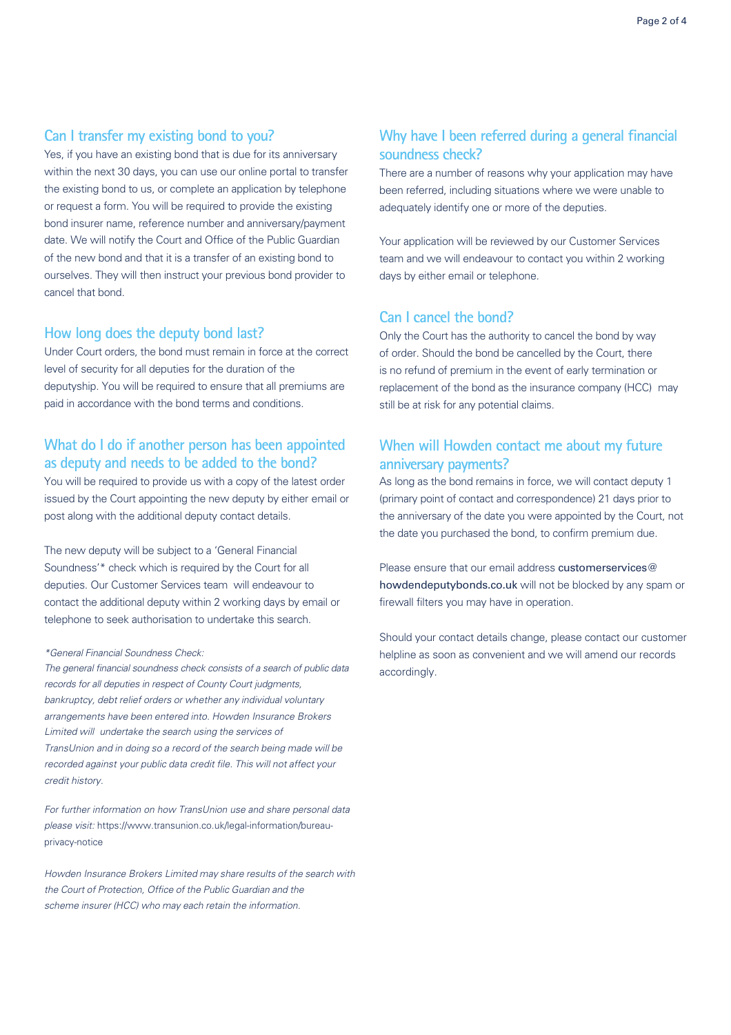## Can I transfer my existing bond to you?

Yes, if you have an existing bond that is due for its anniversary within the next 30 days, you can use our online portal to transfer the existing bond to us, or complete an application by telephone or request a form. You will be required to provide the existing bond insurer name, reference number and anniversary/payment date. We will notify the Court and Office of the Public Guardian of the new bond and that it is a transfer of an existing bond to ourselves. They will then instruct your previous bond provider to cancel that bond.

## How long does the deputy bond last?

Under Court orders, the bond must remain in force at the correct level of security for all deputies for the duration of the deputyship. You will be required to ensure that all premiums are paid in accordance with the bond terms and conditions.

## What do I do if another person has been appointed as deputy and needs to be added to the bond?

You will be required to provide us with a copy of the latest order issued by the Court appointing the new deputy by either email or post along with the additional deputy contact details.

The new deputy will be subject to a 'General Financial Soundness'* check which is required by the Court for all deputies. Our Customer Services team will endeavour to contact the additional deputy within 2 working days by email or telephone to seek authorisation to undertake this search.

*\*General Financial Soundness Check:*
*The general financial soundness check consists of a search of public data records for all deputies in respect of County Court judgments, bankruptcy, debt relief orders or whether any individual voluntary arrangements have been entered into. Howden Insurance Brokers Limited will undertake the search using the services of TransUnion and in doing so a record of the search being made will be recorded against your public data credit file. This will not affect your credit history.*

*For further information on how TransUnion use and share personal data please visit:* https://www.transunion.co.uk/legal-information/bureau-privacy-notice

*Howden Insurance Brokers Limited may share results of the search with the Court of Protection, Office of the Public Guardian and the scheme insurer (HCC) who may each retain the information.*

## Why have I been referred during a general financial soundness check?

There are a number of reasons why your application may have been referred, including situations where we were unable to adequately identify one or more of the deputies.

Your application will be reviewed by our Customer Services team and we will endeavour to contact you within 2 working days by either email or telephone.

## Can I cancel the bond?

Only the Court has the authority to cancel the bond by way of order. Should the bond be cancelled by the Court, there is no refund of premium in the event of early termination or replacement of the bond as the insurance company (HCC) may still be at risk for any potential claims.

## When will Howden contact me about my future anniversary payments?

As long as the bond remains in force, we will contact deputy 1 (primary point of contact and correspondence) 21 days prior to the anniversary of the date you were appointed by the Court, not the date you purchased the bond, to confirm premium due.

Please ensure that our email address **customerservices@howdendeputybonds.co.uk** will not be blocked by any spam or firewall filters you may have in operation.

Should your contact details change, please contact our customer helpline as soon as convenient and we will amend our records accordingly.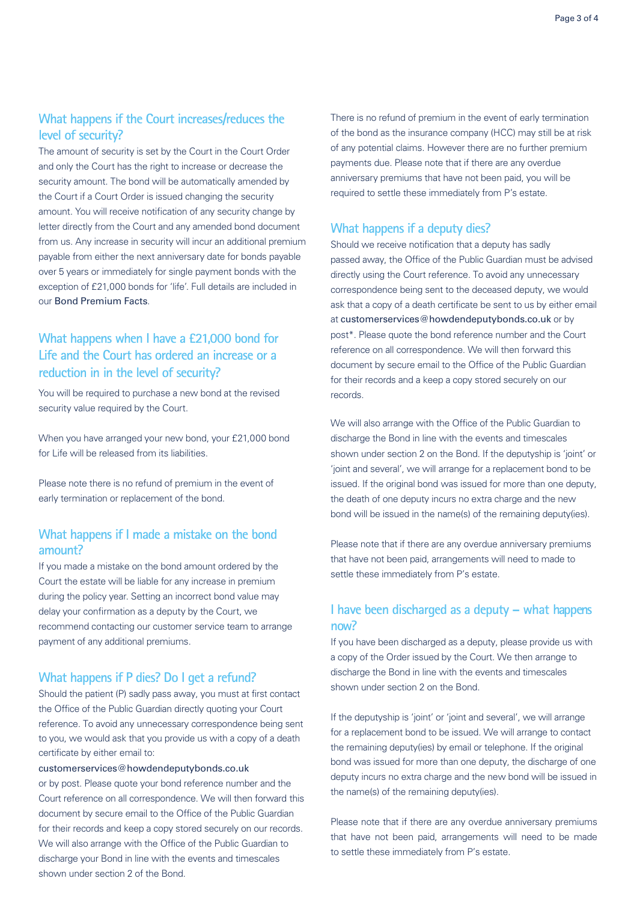## What happens if the Court increases/reduces the level of security?

The amount of security is set by the Court in the Court Order and only the Court has the right to increase or decrease the security amount. The bond will be automatically amended by the Court if a Court Order is issued changing the security amount. You will receive notification of any security change by letter directly from the Court and any amended bond document from us. Any increase in security will incur an additional premium payable from either the next anniversary date for bonds payable over 5 years or immediately for single payment bonds with the exception of £21,000 bonds for 'life'. Full details are included in our Bond Premium Facts.

## What happens when I have a £21,000 bond for Life and the Court has ordered an increase or a reduction in in the level of security?

You will be required to purchase a new bond at the revised security value required by the Court.

When you have arranged your new bond, your £21,000 bond for Life will be released from its liabilities.

Please note there is no refund of premium in the event of early termination or replacement of the bond.

## What happens if I made a mistake on the bond amount?

If you made a mistake on the bond amount ordered by the Court the estate will be liable for any increase in premium during the policy year. Setting an incorrect bond value may delay your confirmation as a deputy by the Court, we recommend contacting our customer service team to arrange payment of any additional premiums.

## What happens if P dies? Do I get a refund?

Should the patient (P) sadly pass away, you must at first contact the Office of the Public Guardian directly quoting your Court reference. To avoid any unnecessary correspondence being sent to you, we would ask that you provide us with a copy of a death certificate by either email to:

customerservices@howdendeputybonds.co.uk

or by post. Please quote your bond reference number and the Court reference on all correspondence. We will then forward this document by secure email to the Office of the Public Guardian for their records and keep a copy stored securely on our records. We will also arrange with the Office of the Public Guardian to discharge your Bond in line with the events and timescales shown under section 2 of the Bond.

There is no refund of premium in the event of early termination of the bond as the insurance company (HCC) may still be at risk of any potential claims. However there are no further premium payments due. Please note that if there are any overdue anniversary premiums that have not been paid, you will be required to settle these immediately from P's estate.

## What happens if a deputy dies?

Should we receive notification that a deputy has sadly passed away, the Office of the Public Guardian must be advised directly using the Court reference. To avoid any unnecessary correspondence being sent to the deceased deputy, we would ask that a copy of a death certificate be sent to us by either email at customerservices@howdendeputybonds.co.uk or by post*. Please quote the bond reference number and the Court reference on all correspondence. We will then forward this document by secure email to the Office of the Public Guardian for their records and a keep a copy stored securely on our records.

We will also arrange with the Office of the Public Guardian to discharge the Bond in line with the events and timescales shown under section 2 on the Bond. If the deputyship is 'joint' or 'joint and several', we will arrange for a replacement bond to be issued. If the original bond was issued for more than one deputy, the death of one deputy incurs no extra charge and the new bond will be issued in the name(s) of the remaining deputy(ies).

Please note that if there are any overdue anniversary premiums that have not been paid, arrangements will need to made to settle these immediately from P's estate.

## I have been discharged as a deputy – what happens now?

If you have been discharged as a deputy, please provide us with a copy of the Order issued by the Court. We then arrange to discharge the Bond in line with the events and timescales shown under section 2 on the Bond.

If the deputyship is 'joint' or 'joint and several', we will arrange for a replacement bond to be issued. We will arrange to contact the remaining deputy(ies) by email or telephone. If the original bond was issued for more than one deputy, the discharge of one deputy incurs no extra charge and the new bond will be issued in the name(s) of the remaining deputy(ies).

Please note that if there are any overdue anniversary premiums that have not been paid, arrangements will need to be made to settle these immediately from P's estate.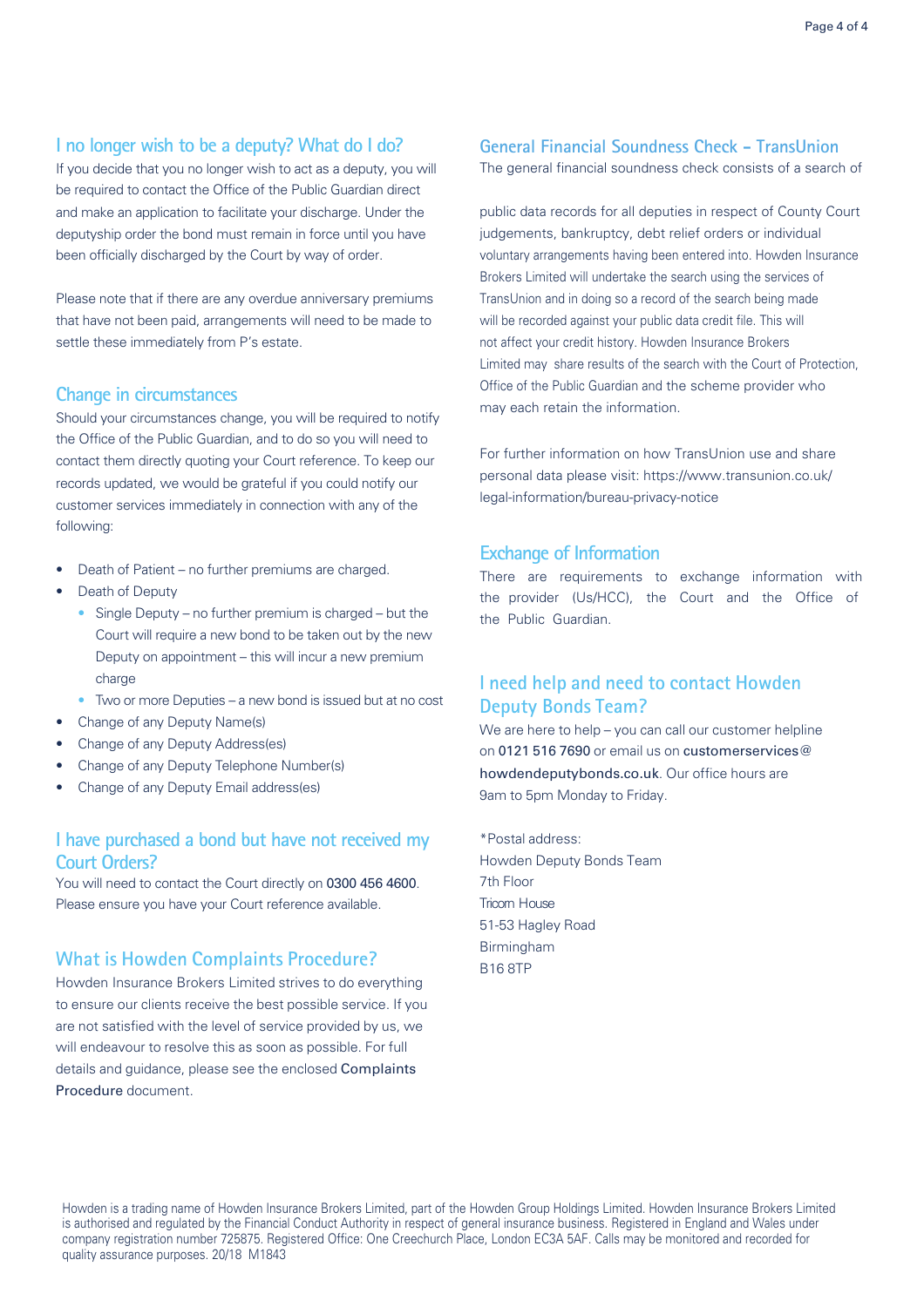## I no longer wish to be a deputy? What do I do?

If you decide that you no longer wish to act as a deputy, you will be required to contact the Office of the Public Guardian direct and make an application to facilitate your discharge. Under the deputyship order the bond must remain in force until you have been officially discharged by the Court by way of order.

Please note that if there are any overdue anniversary premiums that have not been paid, arrangements will need to be made to settle these immediately from P's estate.

## Change in circumstances

Should your circumstances change, you will be required to notify the Office of the Public Guardian, and to do so you will need to contact them directly quoting your Court reference. To keep our records updated, we would be grateful if you could notify our customer services immediately in connection with any of the following:

- Death of Patient – no further premiums are charged.
- Death of Deputy
  - Single Deputy – no further premium is charged – but the Court will require a new bond to be taken out by the new Deputy on appointment – this will incur a new premium charge
  - Two or more Deputies – a new bond is issued but at no cost
- Change of any Deputy Name(s)
- Change of any Deputy Address(es)
- Change of any Deputy Telephone Number(s)
- Change of any Deputy Email address(es)

## I have purchased a bond but have not received my Court Orders?

You will need to contact the Court directly on **0300 456 4600**. Please ensure you have your Court reference available.

## What is Howden Complaints Procedure?

Howden Insurance Brokers Limited strives to do everything to ensure our clients receive the best possible service. If you are not satisfied with the level of service provided by us, we will endeavour to resolve this as soon as possible. For full details and guidance, please see the enclosed **Complaints Procedure** document.

## General Financial Soundness Check – TransUnion

The general financial soundness check consists of a search of public data records for all deputies in respect of County Court judgements, bankruptcy, debt relief orders or individual voluntary arrangements having been entered into. Howden Insurance Brokers Limited will undertake the search using the services of TransUnion and in doing so a record of the search being made will be recorded against your public data credit file. This will not affect your credit history. Howden Insurance Brokers Limited may share results of the search with the Court of Protection, Office of the Public Guardian and the scheme provider who may each retain the information.

For further information on how TransUnion use and share personal data please visit: https://www.transunion.co.uk/legal-information/bureau-privacy-notice

## Exchange of Information

There are requirements to exchange information with the provider (Us/HCC), the Court and the Office of the Public Guardian.

## I need help and need to contact Howden Deputy Bonds Team?

We are here to help – you can call our customer helpline on **0121 516 7690** or email us on **customerservices@howdendeputybonds.co.uk**. Our office hours are 9am to 5pm Monday to Friday.

*Postal address:
Howden Deputy Bonds Team
7th Floor
Tricorn House
51-53 Hagley Road
Birmingham
B16 8TP

Howden is a trading name of Howden Insurance Brokers Limited, part of the Howden Group Holdings Limited. Howden Insurance Brokers Limited is authorised and regulated by the Financial Conduct Authority in respect of general insurance business. Registered in England and Wales under company registration number 725875. Registered Office: One Creechurch Place, London EC3A 5AF. Calls may be monitored and recorded for quality assurance purposes. 20/18 M1843